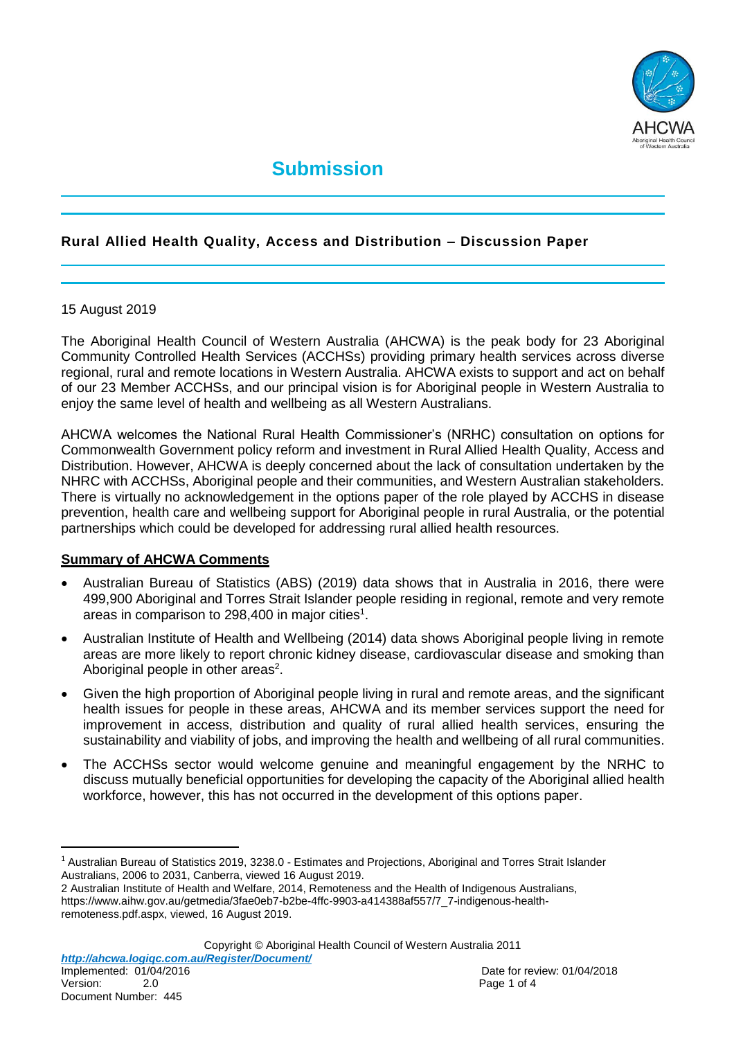# Submission

## Rural Allied Health Quality, Access and Distribution – Discussion Paper

15 August 2019

The Aboriginal Health Council of Western Australia (AHCWA) is the peak body for 23 Aboriginal Community Controlled Health Services (ACCHSs) providing primary health services across diverse regional, rural and remote locations in Western Australia. AHCWA exists to support and act on behalf of our 23 Member ACCHSs, and our principal vision is for Aboriginal people in Western Australia to enjoy the same level of health and wellbeing as all Western Australians.

AHCWA welcomes the National Rural Health Commissioner's (NRHC) consultation on options for Commonwealth Government policy reform and investment in Rural Allied Health Quality, Access and Distribution. However, AHCWA is deeply concerned about the lack of consultation undertaken by the NHRC with ACCHSs, Aboriginal people and their communities, and Western Australian stakeholders. There is virtually no acknowledgement in the options paper of the role played by ACCHS in disease prevention, health care and wellbeing support for Aboriginal people in rural Australia, or the potential partnerships which could be developed for addressing rural allied health resources.

**Summary of AHCWA Comments**

- Australian Bureau of Statistics (ABS) (2019) data shows that in Australia in 2016, there were 499,900 Aboriginal and Torres Strait Islander people residing in regional, remote and very remote areas in comparison to 298,400 in major cities[1].
- Australian Institute of Health and Wellbeing (2014) data shows Aboriginal people living in remote areas are more likely to report chronic kidney disease, cardiovascular disease and smoking than Aboriginal people in other areas[2].
- Given the high proportion of Aboriginal people living in rural and remote areas, and the significant health issues for people in these areas, AHCWA and its member services support the need for improvement in access, distribution and quality of rural allied health services, ensuring the sustainability and viability of jobs, and improving the health and wellbeing of all rural communities.
- The ACCHSs sector would welcome genuine and meaningful engagement by the NRHC to discuss mutually beneficial opportunities for developing the capacity of the Aboriginal allied health workforce, however, this has not occurred in the development of this options paper.

---

[1] Australian Bureau of Statistics 2019, 3238.0 - Estimates and Projections, Aboriginal and Torres Strait Islander Australians, 2006 to 2031, Canberra, viewed 16 August 2019.

[2] Australian Institute of Health and Welfare, 2014, Remoteness and the Health of Indigenous Australians, https://www.aihw.gov.au/getmedia/3fae0eb7-b2be-4ffc-9903-a414388af557/7_7-indigenous-health-remoteness.pdf.aspx, viewed, 16 August 2019.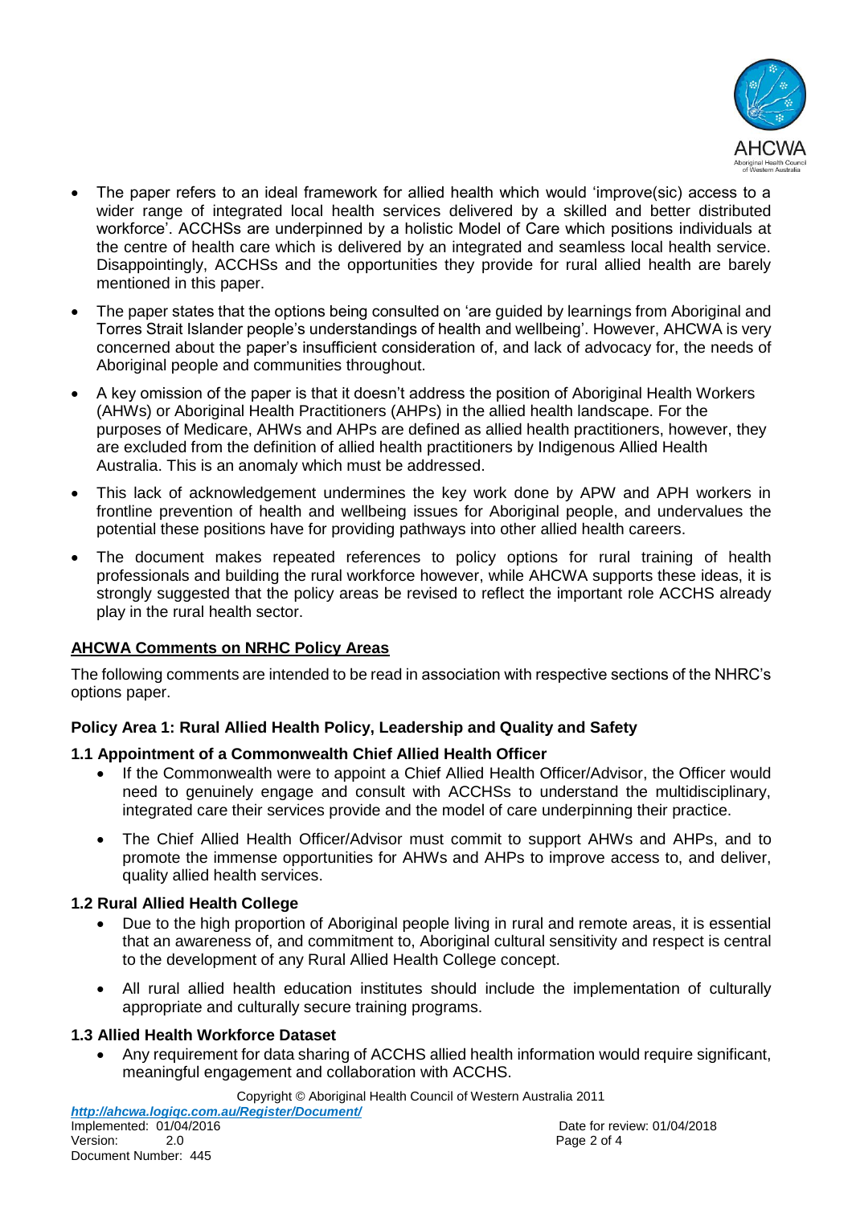- The paper refers to an ideal framework for allied health which would 'improve(sic) access to a wider range of integrated local health services delivered by a skilled and better distributed workforce'. ACCHSs are underpinned by a holistic Model of Care which positions individuals at the centre of health care which is delivered by an integrated and seamless local health service. Disappointingly, ACCHSs and the opportunities they provide for rural allied health are barely mentioned in this paper.
- The paper states that the options being consulted on 'are guided by learnings from Aboriginal and Torres Strait Islander people's understandings of health and wellbeing'. However, AHCWA is very concerned about the paper's insufficient consideration of, and lack of advocacy for, the needs of Aboriginal people and communities throughout.
- A key omission of the paper is that it doesn't address the position of Aboriginal Health Workers (AHWs) or Aboriginal Health Practitioners (AHPs) in the allied health landscape. For the purposes of Medicare, AHWs and AHPs are defined as allied health practitioners, however, they are excluded from the definition of allied health practitioners by Indigenous Allied Health Australia. This is an anomaly which must be addressed.
- This lack of acknowledgement undermines the key work done by APW and APH workers in frontline prevention of health and wellbeing issues for Aboriginal people, and undervalues the potential these positions have for providing pathways into other allied health careers.
- The document makes repeated references to policy options for rural training of health professionals and building the rural workforce however, while AHCWA supports these ideas, it is strongly suggested that the policy areas be revised to reflect the important role ACCHS already play in the rural health sector.

## AHCWA Comments on NRHC Policy Areas

The following comments are intended to be read in association with respective sections of the NHRC's options paper.

### Policy Area 1: Rural Allied Health Policy, Leadership and Quality and Safety

#### 1.1 Appointment of a Commonwealth Chief Allied Health Officer

- If the Commonwealth were to appoint a Chief Allied Health Officer/Advisor, the Officer would need to genuinely engage and consult with ACCHSs to understand the multidisciplinary, integrated care their services provide and the model of care underpinning their practice.
- The Chief Allied Health Officer/Advisor must commit to support AHWs and AHPs, and to promote the immense opportunities for AHWs and AHPs to improve access to, and deliver, quality allied health services.

#### 1.2 Rural Allied Health College

- Due to the high proportion of Aboriginal people living in rural and remote areas, it is essential that an awareness of, and commitment to, Aboriginal cultural sensitivity and respect is central to the development of any Rural Allied Health College concept.
- All rural allied health education institutes should include the implementation of culturally appropriate and culturally secure training programs.

#### 1.3 Allied Health Workforce Dataset

- Any requirement for data sharing of ACCHS allied health information would require significant, meaningful engagement and collaboration with ACCHS.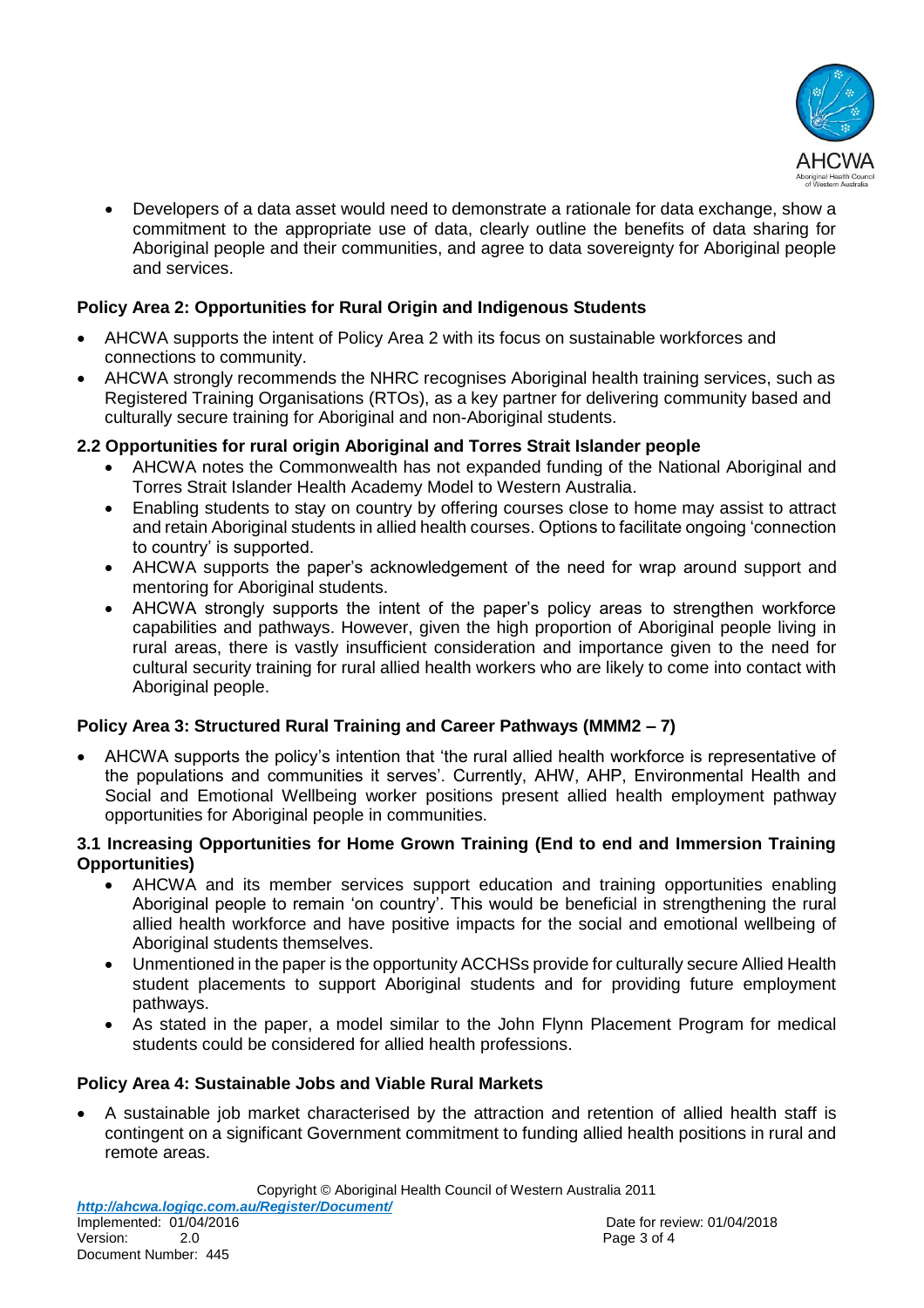- Developers of a data asset would need to demonstrate a rationale for data exchange, show a commitment to the appropriate use of data, clearly outline the benefits of data sharing for Aboriginal people and their communities, and agree to data sovereignty for Aboriginal people and services.

**Policy Area 2: Opportunities for Rural Origin and Indigenous Students**

- AHCWA supports the intent of Policy Area 2 with its focus on sustainable workforces and connections to community.
- AHCWA strongly recommends the NHRC recognises Aboriginal health training services, such as Registered Training Organisations (RTOs), as a key partner for delivering community based and culturally secure training for Aboriginal and non-Aboriginal students.

**2.2 Opportunities for rural origin Aboriginal and Torres Strait Islander people**

- AHCWA notes the Commonwealth has not expanded funding of the National Aboriginal and Torres Strait Islander Health Academy Model to Western Australia.
- Enabling students to stay on country by offering courses close to home may assist to attract and retain Aboriginal students in allied health courses. Options to facilitate ongoing 'connection to country' is supported.
- AHCWA supports the paper's acknowledgement of the need for wrap around support and mentoring for Aboriginal students.
- AHCWA strongly supports the intent of the paper's policy areas to strengthen workforce capabilities and pathways. However, given the high proportion of Aboriginal people living in rural areas, there is vastly insufficient consideration and importance given to the need for cultural security training for rural allied health workers who are likely to come into contact with Aboriginal people.

**Policy Area 3: Structured Rural Training and Career Pathways (MMM2 – 7)**

- AHCWA supports the policy's intention that 'the rural allied health workforce is representative of the populations and communities it serves'. Currently, AHW, AHP, Environmental Health and Social and Emotional Wellbeing worker positions present allied health employment pathway opportunities for Aboriginal people in communities.

**3.1 Increasing Opportunities for Home Grown Training (End to end and Immersion Training Opportunities)**

- AHCWA and its member services support education and training opportunities enabling Aboriginal people to remain 'on country'. This would be beneficial in strengthening the rural allied health workforce and have positive impacts for the social and emotional wellbeing of Aboriginal students themselves.
- Unmentioned in the paper is the opportunity ACCHSs provide for culturally secure Allied Health student placements to support Aboriginal students and for providing future employment pathways.
- As stated in the paper, a model similar to the John Flynn Placement Program for medical students could be considered for allied health professions.

**Policy Area 4: Sustainable Jobs and Viable Rural Markets**

- A sustainable job market characterised by the attraction and retention of allied health staff is contingent on a significant Government commitment to funding allied health positions in rural and remote areas.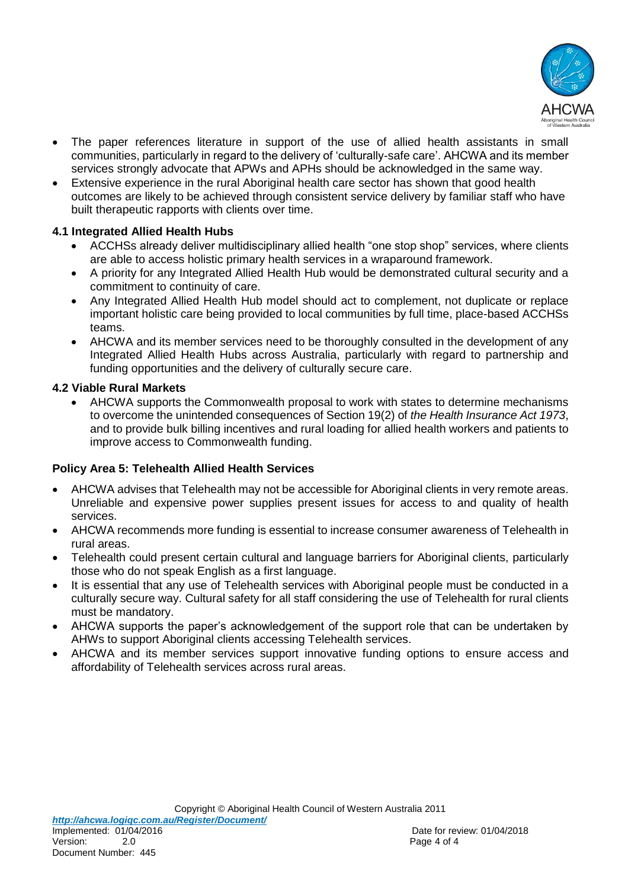- The paper references literature in support of the use of allied health assistants in small communities, particularly in regard to the delivery of 'culturally-safe care'. AHCWA and its member services strongly advocate that APWs and APHs should be acknowledged in the same way.
- Extensive experience in the rural Aboriginal health care sector has shown that good health outcomes are likely to be achieved through consistent service delivery by familiar staff who have built therapeutic rapports with clients over time.

### 4.1 Integrated Allied Health Hubs

- ACCHSs already deliver multidisciplinary allied health "one stop shop" services, where clients are able to access holistic primary health services in a wraparound framework.
- A priority for any Integrated Allied Health Hub would be demonstrated cultural security and a commitment to continuity of care.
- Any Integrated Allied Health Hub model should act to complement, not duplicate or replace important holistic care being provided to local communities by full time, place-based ACCHSs teams.
- AHCWA and its member services need to be thoroughly consulted in the development of any Integrated Allied Health Hubs across Australia, particularly with regard to partnership and funding opportunities and the delivery of culturally secure care.

### 4.2 Viable Rural Markets

- AHCWA supports the Commonwealth proposal to work with states to determine mechanisms to overcome the unintended consequences of Section 19(2) of *the Health Insurance Act 1973*, and to provide bulk billing incentives and rural loading for allied health workers and patients to improve access to Commonwealth funding.

## Policy Area 5: Telehealth Allied Health Services

- AHCWA advises that Telehealth may not be accessible for Aboriginal clients in very remote areas. Unreliable and expensive power supplies present issues for access to and quality of health services.
- AHCWA recommends more funding is essential to increase consumer awareness of Telehealth in rural areas.
- Telehealth could present certain cultural and language barriers for Aboriginal clients, particularly those who do not speak English as a first language.
- It is essential that any use of Telehealth services with Aboriginal people must be conducted in a culturally secure way. Cultural safety for all staff considering the use of Telehealth for rural clients must be mandatory.
- AHCWA supports the paper's acknowledgement of the support role that can be undertaken by AHWs to support Aboriginal clients accessing Telehealth services.
- AHCWA and its member services support innovative funding options to ensure access and affordability of Telehealth services across rural areas.